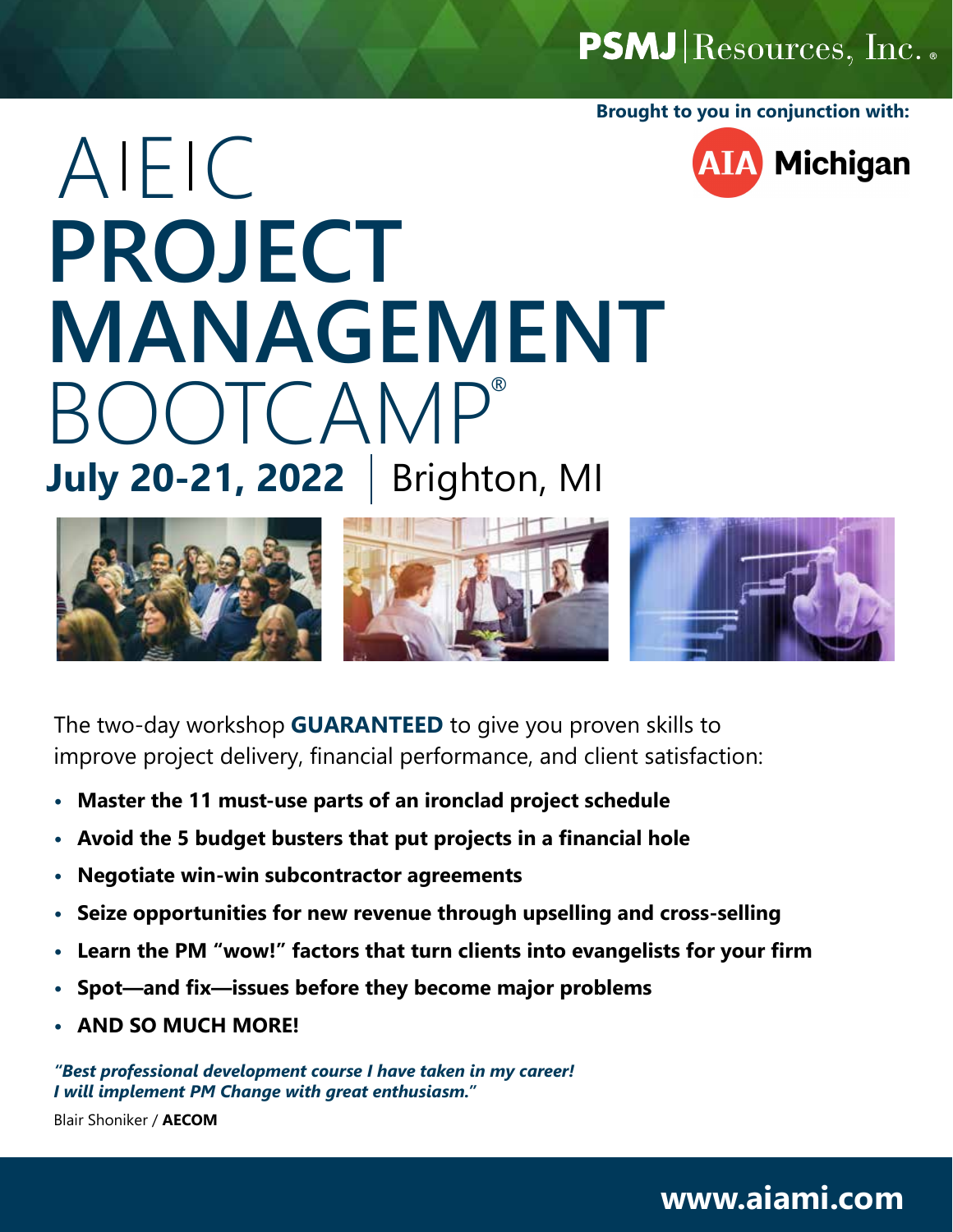PSMJ | Resources, Inc.

**Brought to you in conjunction with:**

AIA Michigan

# A|E|C PROJECT MANAGEMENT BOOTCAMP®

## July 20-21, 2022 | Brighton, MI

The two-day workshop **GUARANTEED** to give you proven skills to improve project delivery, financial performance, and client satisfaction:

- **Master the 11 must-use parts of an ironclad project schedule**
- **Avoid the 5 budget busters that put projects in a financial hole**
- **Negotiate win-win subcontractor agreements**
- **Seize opportunities for new revenue through upselling and cross-selling**
- **Learn the PM "wow!" factors that turn clients into evangelists for your firm**
- **Spot—and fix—issues before they become major problems**
- **AND SO MUCH MORE!**

***"Best professional development course I have taken in my career! I will implement PM Change with great enthusiasm."***

Blair Shoniker / **AECOM**

**www.aiami.com**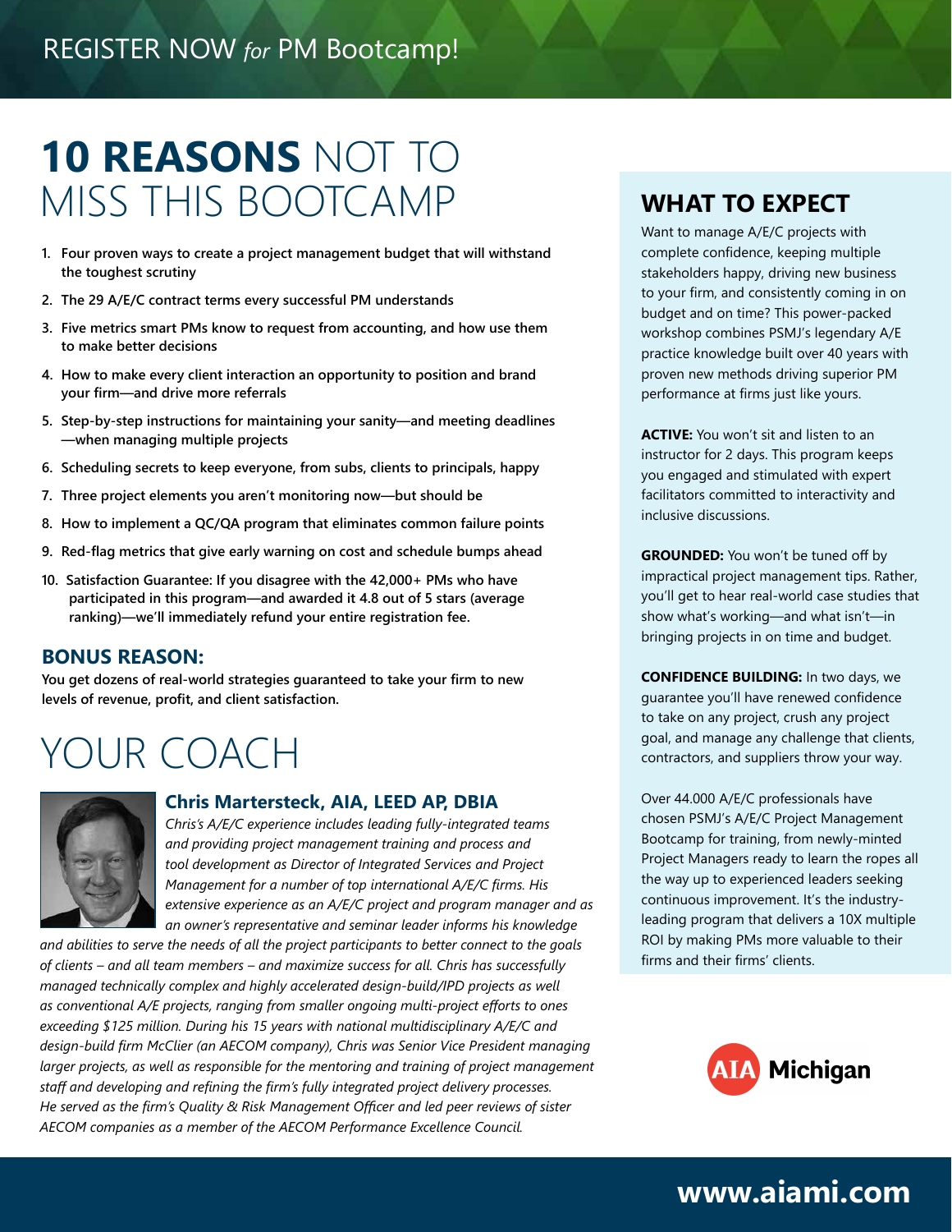REGISTER NOW *for* PM Bootcamp!

# **10 REASONS** NOT TO MISS THIS BOOTCAMP

1. **Four proven ways to create a project management budget that will withstand the toughest scrutiny**
2. **The 29 A/E/C contract terms every successful PM understands**
3. **Five metrics smart PMs know to request from accounting, and how use them to make better decisions**
4. **How to make every client interaction an opportunity to position and brand your firm—and drive more referrals**
5. **Step-by-step instructions for maintaining your sanity—and meeting deadlines —when managing multiple projects**
6. **Scheduling secrets to keep everyone, from subs, clients to principals, happy**
7. **Three project elements you aren't monitoring now—but should be**
8. **How to implement a QC/QA program that eliminates common failure points**
9. **Red-flag metrics that give early warning on cost and schedule bumps ahead**
10. **Satisfaction Guarantee: If you disagree with the 42,000+ PMs who have participated in this program—and awarded it 4.8 out of 5 stars (average ranking)—we'll immediately refund your entire registration fee.**

## BONUS REASON:

**You get dozens of real-world strategies guaranteed to take your firm to new levels of revenue, profit, and client satisfaction.**

# YOUR COACH

### Chris Martersteck, AIA, LEED AP, DBIA

*Chris's A/E/C experience includes leading fully-integrated teams and providing project management training and process and tool development as Director of Integrated Services and Project Management for a number of top international A/E/C firms. His extensive experience as an A/E/C project and program manager and as an owner's representative and seminar leader informs his knowledge and abilities to serve the needs of all the project participants to better connect to the goals of clients – and all team members – and maximize success for all. Chris has successfully managed technically complex and highly accelerated design-build/IPD projects as well as conventional A/E projects, ranging from smaller ongoing multi-project efforts to ones exceeding $125 million. During his 15 years with national multidisciplinary A/E/C and design-build firm McClier (an AECOM company), Chris was Senior Vice President managing larger projects, as well as responsible for the mentoring and training of project management staff and developing and refining the firm's fully integrated project delivery processes. He served as the firm's Quality & Risk Management Officer and led peer reviews of sister AECOM companies as a member of the AECOM Performance Excellence Council.*

## WHAT TO EXPECT

Want to manage A/E/C projects with complete confidence, keeping multiple stakeholders happy, driving new business to your firm, and consistently coming in on budget and on time? This power-packed workshop combines PSMJ's legendary A/E practice knowledge built over 40 years with proven new methods driving superior PM performance at firms just like yours.

**ACTIVE:** You won't sit and listen to an instructor for 2 days. This program keeps you engaged and stimulated with expert facilitators committed to interactivity and inclusive discussions.

**GROUNDED:** You won't be tuned off by impractical project management tips. Rather, you'll get to hear real-world case studies that show what's working—and what isn't—in bringing projects in on time and budget.

**CONFIDENCE BUILDING:** In two days, we guarantee you'll have renewed confidence to take on any project, crush any project goal, and manage any challenge that clients, contractors, and suppliers throw your way.

Over 44.000 A/E/C professionals have chosen PSMJ's A/E/C Project Management Bootcamp for training, from newly-minted Project Managers ready to learn the ropes all the way up to experienced leaders seeking continuous improvement. It's the industry-leading program that delivers a 10X multiple ROI by making PMs more valuable to their firms and their firms' clients.

AIA Michigan

**www.aiami.com**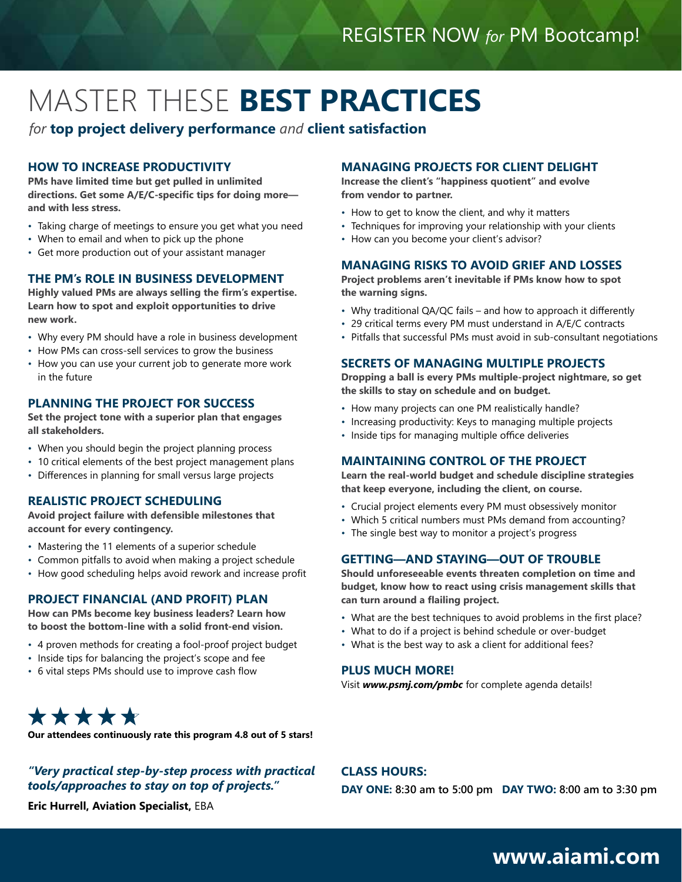REGISTER NOW *for* PM Bootcamp!

# MASTER THESE **BEST PRACTICES**

*for* **top project delivery performance** *and* **client satisfaction**

## HOW TO INCREASE PRODUCTIVITY

**PMs have limited time but get pulled in unlimited directions. Get some A/E/C-specific tips for doing more—and with less stress.**

- Taking charge of meetings to ensure you get what you need
- When to email and when to pick up the phone
- Get more production out of your assistant manager

## THE PM's ROLE IN BUSINESS DEVELOPMENT

**Highly valued PMs are always selling the firm's expertise. Learn how to spot and exploit opportunities to drive new work.**

- Why every PM should have a role in business development
- How PMs can cross-sell services to grow the business
- How you can use your current job to generate more work in the future

## PLANNING THE PROJECT FOR SUCCESS

**Set the project tone with a superior plan that engages all stakeholders.**

- When you should begin the project planning process
- 10 critical elements of the best project management plans
- Differences in planning for small versus large projects

## REALISTIC PROJECT SCHEDULING

**Avoid project failure with defensible milestones that account for every contingency.**

- Mastering the 11 elements of a superior schedule
- Common pitfalls to avoid when making a project schedule
- How good scheduling helps avoid rework and increase profit

## PROJECT FINANCIAL (AND PROFIT) PLAN

**How can PMs become key business leaders? Learn how to boost the bottom-line with a solid front-end vision.**

- 4 proven methods for creating a fool-proof project budget
- Inside tips for balancing the project's scope and fee
- 6 vital steps PMs should use to improve cash flow

## MANAGING PROJECTS FOR CLIENT DELIGHT

**Increase the client's "happiness quotient" and evolve from vendor to partner.**

- How to get to know the client, and why it matters
- Techniques for improving your relationship with your clients
- How can you become your client's advisor?

## MANAGING RISKS TO AVOID GRIEF AND LOSSES

**Project problems aren't inevitable if PMs know how to spot the warning signs.**

- Why traditional QA/QC fails – and how to approach it differently
- 29 critical terms every PM must understand in A/E/C contracts
- Pitfalls that successful PMs must avoid in sub-consultant negotiations

## SECRETS OF MANAGING MULTIPLE PROJECTS

**Dropping a ball is every PMs multiple-project nightmare, so get the skills to stay on schedule and on budget.**

- How many projects can one PM realistically handle?
- Increasing productivity: Keys to managing multiple projects
- Inside tips for managing multiple office deliveries

## MAINTAINING CONTROL OF THE PROJECT

**Learn the real-world budget and schedule discipline strategies that keep everyone, including the client, on course.**

- Crucial project elements every PM must obsessively monitor
- Which 5 critical numbers must PMs demand from accounting?
- The single best way to monitor a project's progress

## GETTING—AND STAYING—OUT OF TROUBLE

**Should unforeseeable events threaten completion on time and budget, know how to react using crisis management skills that can turn around a flailing project.**

- What are the best techniques to avoid problems in the first place?
- What to do if a project is behind schedule or over-budget
- What is the best way to ask a client for additional fees?

## PLUS MUCH MORE!

Visit ***www.psmj.com/pmbc*** for complete agenda details!

★★★★★

**Our attendees continuously rate this program 4.8 out of 5 stars!**

***"Very practical step-by-step process with practical tools/approaches to stay on top of projects."***

**Eric Hurrell, Aviation Specialist,** EBA

**CLASS HOURS:**

**DAY ONE:** 8:30 am to 5:00 pm **DAY TWO:** 8:00 am to 3:30 pm

**www.aiami.com**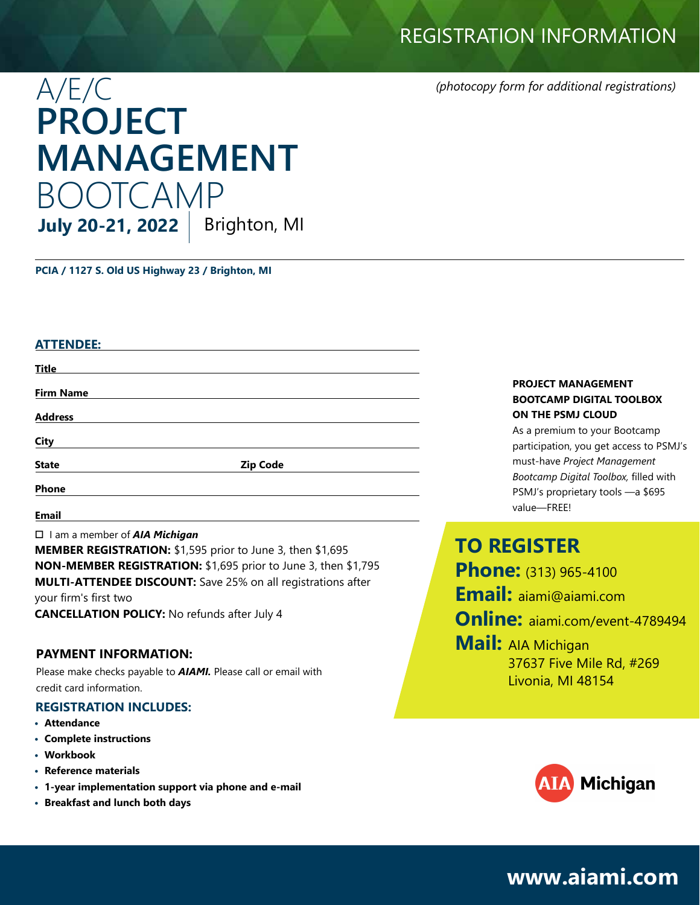# REGISTRATION INFORMATION

*(photocopy form for additional registrations)*

# A/E/C **PROJECT MANAGEMENT** BOOTCAMP

**July 20-21, 2022** | Brighton, MI

**PCIA / 1127 S. Old US Highway 23 / Brighton, MI**

**ATTENDEE:**

**Title**

**Firm Name**

**Address**

**City**

**State** **Zip Code**

**Phone**

**Email**

☐ I am a member of ***AIA Michigan***

**MEMBER REGISTRATION:** $1,595 prior to June 3, then $1,695
**NON-MEMBER REGISTRATION:** $1,695 prior to June 3, then $1,795
**MULTI-ATTENDEE DISCOUNT:** Save 25% on all registrations after your firm's first two
**CANCELLATION POLICY:** No refunds after July 4

**PAYMENT INFORMATION:**

Please make checks payable to ***AIAMI.*** Please call or email with credit card information.

**REGISTRATION INCLUDES:**

- **Attendance**
- **Complete instructions**
- **Workbook**
- **Reference materials**
- **1-year implementation support via phone and e-mail**
- **Breakfast and lunch both days**

**PROJECT MANAGEMENT BOOTCAMP DIGITAL TOOLBOX ON THE PSMJ CLOUD**

As a premium to your Bootcamp participation, you get access to PSMJ's must-have *Project Management Bootcamp Digital Toolbox,* filled with PSMJ's proprietary tools —a $695 value—FREE!

## TO REGISTER

**Phone:** (313) 965-4100
**Email:** aiami@aiami.com
**Online:** aiami.com/event-4789494
**Mail:** AIA Michigan
37637 Five Mile Rd, #269
Livonia, MI 48154

AIA Michigan

**www.aiami.com**